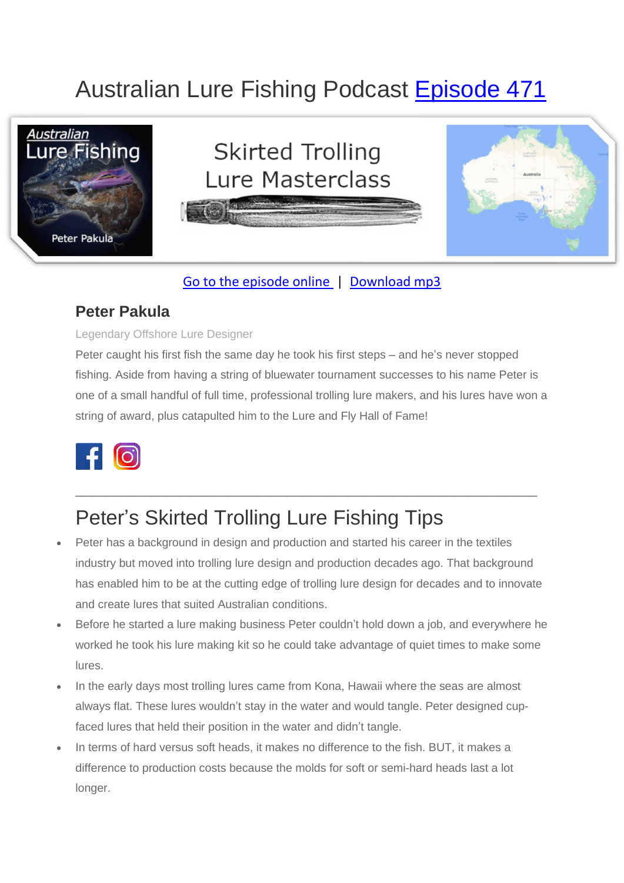# Australian Lure Fishing Podcast Episode 471

Go to the episode online | Download mp3

### Peter Pakula

Legendary Offshore Lure Designer

Peter caught his first fish the same day he took his first steps – and he's never stopped fishing. Aside from having a string of bluewater tournament successes to his name Peter is one of a small handful of full time, professional trolling lure makers, and his lures have won a string of award, plus catapulted him to the Lure and Fly Hall of Fame!

---

## Peter's Skirted Trolling Lure Fishing Tips

- Peter has a background in design and production and started his career in the textiles industry but moved into trolling lure design and production decades ago. That background has enabled him to be at the cutting edge of trolling lure design for decades and to innovate and create lures that suited Australian conditions.
- Before he started a lure making business Peter couldn't hold down a job, and everywhere he worked he took his lure making kit so he could take advantage of quiet times to make some lures.
- In the early days most trolling lures came from Kona, Hawaii where the seas are almost always flat. These lures wouldn't stay in the water and would tangle. Peter designed cup-faced lures that held their position in the water and didn't tangle.
- In terms of hard versus soft heads, it makes no difference to the fish. BUT, it makes a difference to production costs because the molds for soft or semi-hard heads last a lot longer.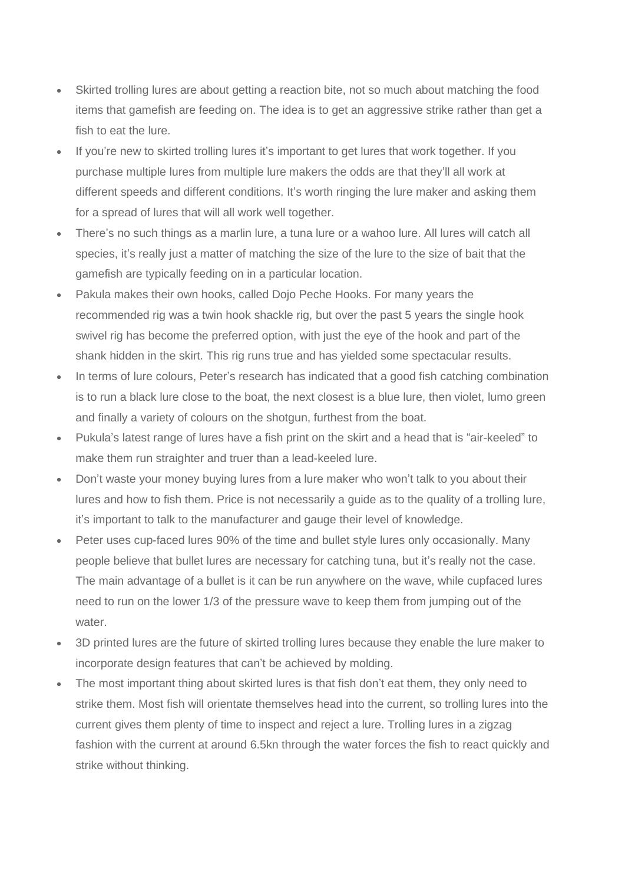- Skirted trolling lures are about getting a reaction bite, not so much about matching the food items that gamefish are feeding on. The idea is to get an aggressive strike rather than get a fish to eat the lure.
- If you're new to skirted trolling lures it's important to get lures that work together. If you purchase multiple lures from multiple lure makers the odds are that they'll all work at different speeds and different conditions. It's worth ringing the lure maker and asking them for a spread of lures that will all work well together.
- There's no such things as a marlin lure, a tuna lure or a wahoo lure. All lures will catch all species, it's really just a matter of matching the size of the lure to the size of bait that the gamefish are typically feeding on in a particular location.
- Pakula makes their own hooks, called Dojo Peche Hooks. For many years the recommended rig was a twin hook shackle rig, but over the past 5 years the single hook swivel rig has become the preferred option, with just the eye of the hook and part of the shank hidden in the skirt. This rig runs true and has yielded some spectacular results.
- In terms of lure colours, Peter's research has indicated that a good fish catching combination is to run a black lure close to the boat, the next closest is a blue lure, then violet, lumo green and finally a variety of colours on the shotgun, furthest from the boat.
- Pukula's latest range of lures have a fish print on the skirt and a head that is "air-keeled" to make them run straighter and truer than a lead-keeled lure.
- Don't waste your money buying lures from a lure maker who won't talk to you about their lures and how to fish them. Price is not necessarily a guide as to the quality of a trolling lure, it's important to talk to the manufacturer and gauge their level of knowledge.
- Peter uses cup-faced lures 90% of the time and bullet style lures only occasionally. Many people believe that bullet lures are necessary for catching tuna, but it's really not the case. The main advantage of a bullet is it can be run anywhere on the wave, while cupfaced lures need to run on the lower 1/3 of the pressure wave to keep them from jumping out of the water.
- 3D printed lures are the future of skirted trolling lures because they enable the lure maker to incorporate design features that can't be achieved by molding.
- The most important thing about skirted lures is that fish don't eat them, they only need to strike them. Most fish will orientate themselves head into the current, so trolling lures into the current gives them plenty of time to inspect and reject a lure. Trolling lures in a zigzag fashion with the current at around 6.5kn through the water forces the fish to react quickly and strike without thinking.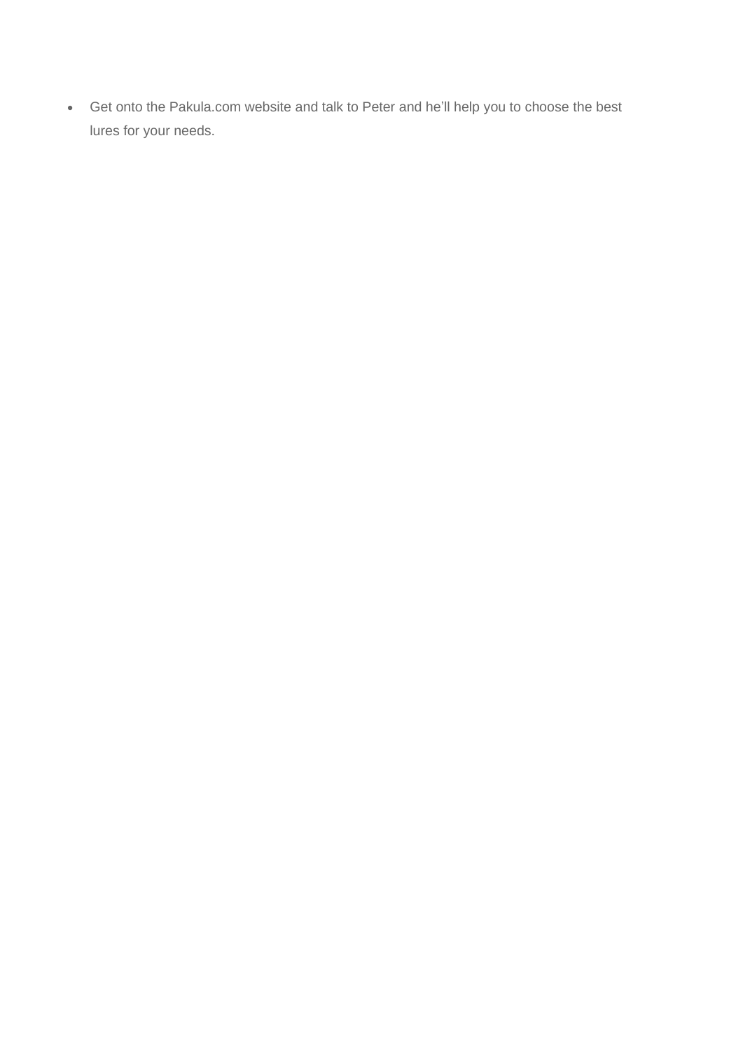- Get onto the Pakula.com website and talk to Peter and he’ll help you to choose the best lures for your needs.